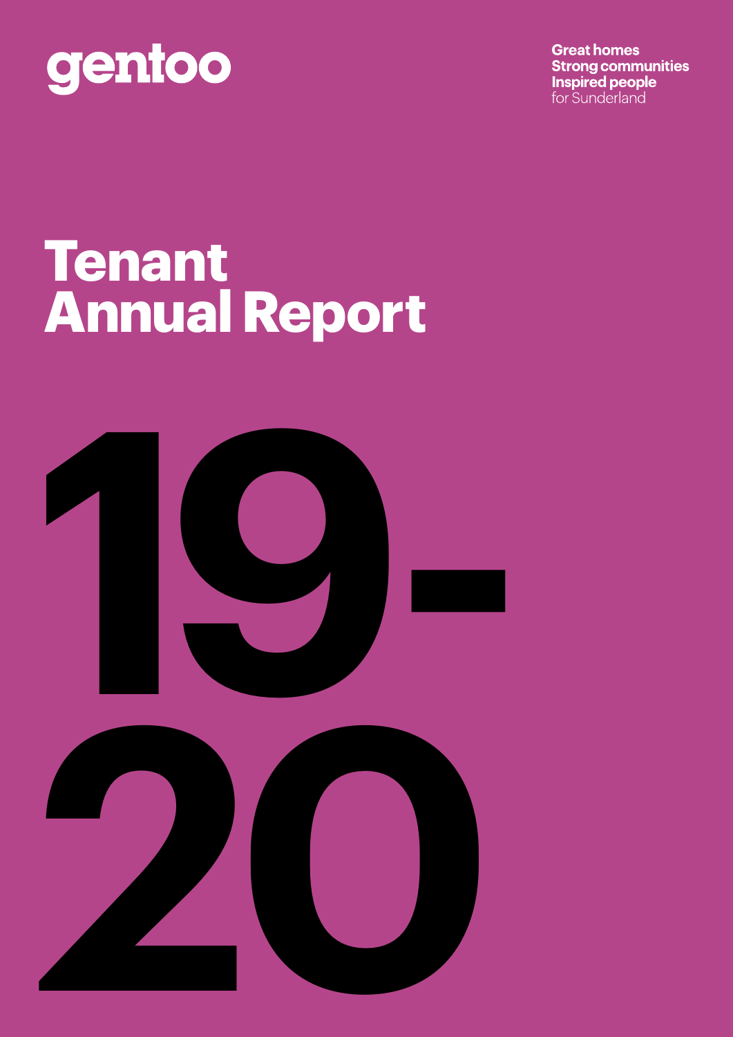gentoo

**Great homes**
**Strong communities**
**Inspired people**
for Sunderland

# Tenant Annual Report

# 19-20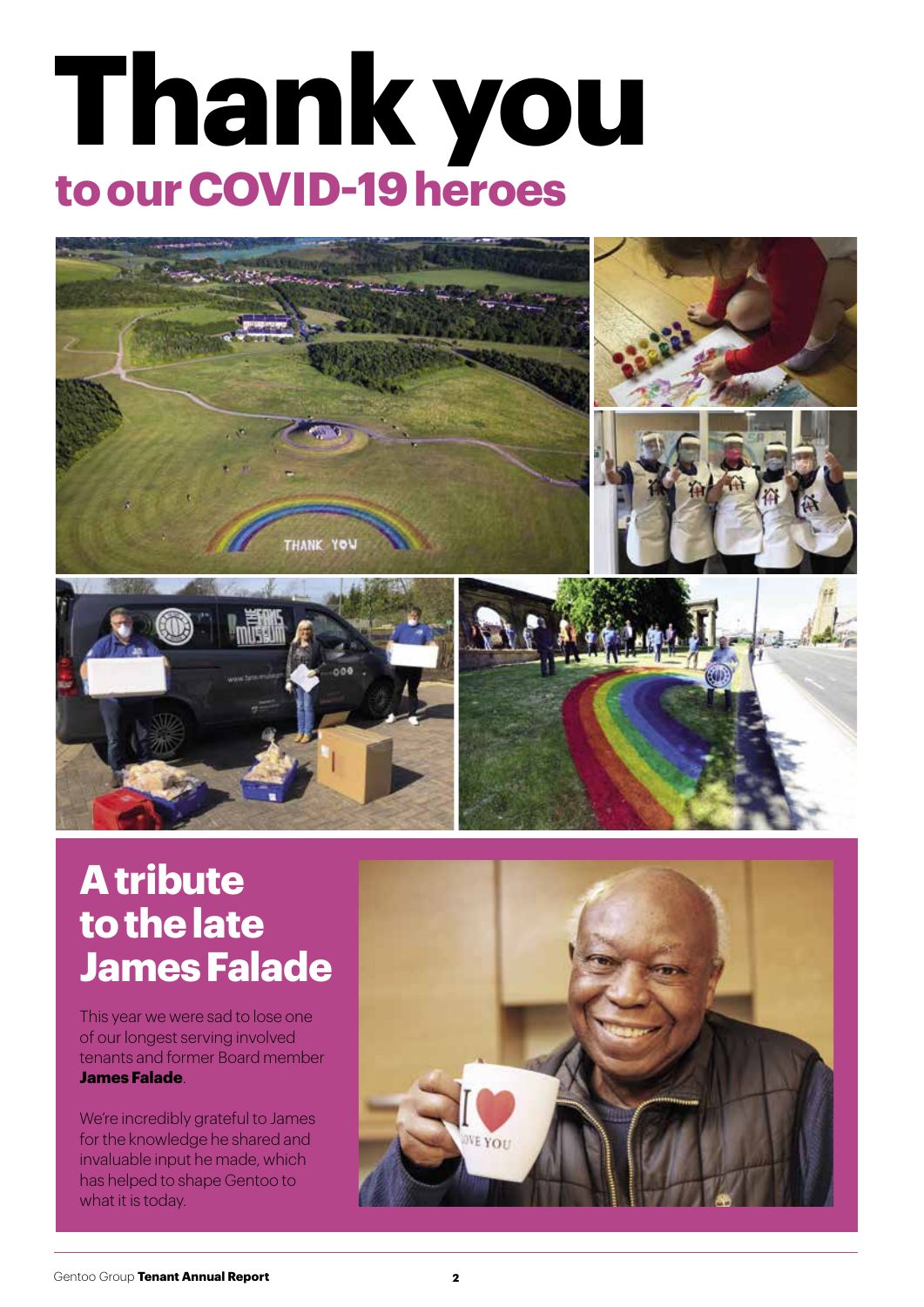# Thank you

## to our COVID-19 heroes

## A tribute to the late James Falade

This year we were sad to lose one of our longest serving involved tenants and former Board member **James Falade**.

We're incredibly grateful to James for the knowledge he shared and invaluable input he made, which has helped to shape Gentoo to what it is today.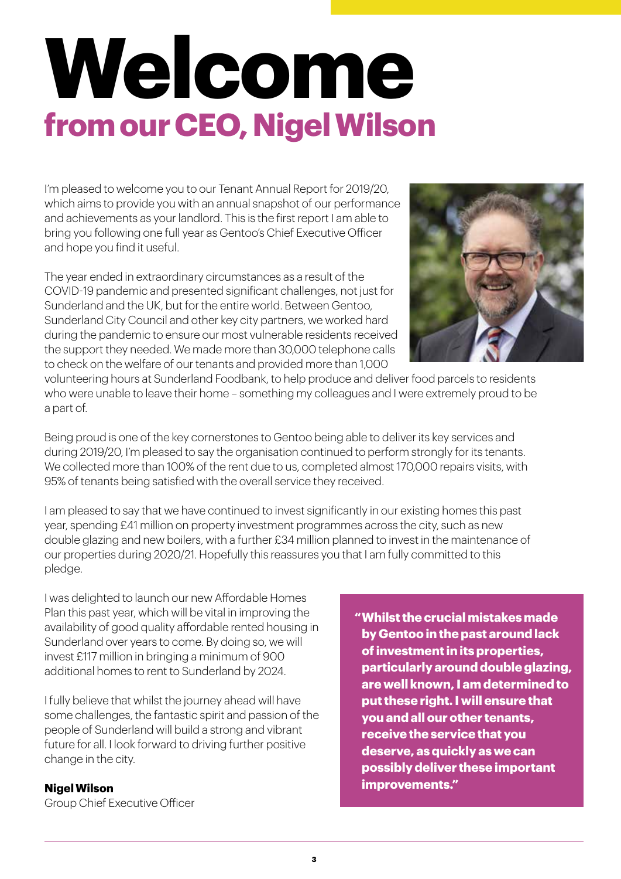# Welcome
## from our CEO, Nigel Wilson

I'm pleased to welcome you to our Tenant Annual Report for 2019/20, which aims to provide you with an annual snapshot of our performance and achievements as your landlord. This is the first report I am able to bring you following one full year as Gentoo's Chief Executive Officer and hope you find it useful.

The year ended in extraordinary circumstances as a result of the COVID-19 pandemic and presented significant challenges, not just for Sunderland and the UK, but for the entire world. Between Gentoo, Sunderland City Council and other key city partners, we worked hard during the pandemic to ensure our most vulnerable residents received the support they needed. We made more than 30,000 telephone calls to check on the welfare of our tenants and provided more than 1,000 volunteering hours at Sunderland Foodbank, to help produce and deliver food parcels to residents who were unable to leave their home – something my colleagues and I were extremely proud to be a part of.

Being proud is one of the key cornerstones to Gentoo being able to deliver its key services and during 2019/20, I'm pleased to say the organisation continued to perform strongly for its tenants. We collected more than 100% of the rent due to us, completed almost 170,000 repairs visits, with 95% of tenants being satisfied with the overall service they received.

I am pleased to say that we have continued to invest significantly in our existing homes this past year, spending £41 million on property investment programmes across the city, such as new double glazing and new boilers, with a further £34 million planned to invest in the maintenance of our properties during 2020/21. Hopefully this reassures you that I am fully committed to this pledge.

I was delighted to launch our new Affordable Homes Plan this past year, which will be vital in improving the availability of good quality affordable rented housing in Sunderland over years to come. By doing so, we will invest £117 million in bringing a minimum of 900 additional homes to rent to Sunderland by 2024.

I fully believe that whilst the journey ahead will have some challenges, the fantastic spirit and passion of the people of Sunderland will build a strong and vibrant future for all. I look forward to driving further positive change in the city.

**Nigel Wilson**
Group Chief Executive Officer

> **"Whilst the crucial mistakes made by Gentoo in the past around lack of investment in its properties, particularly around double glazing, are well known, I am determined to put these right. I will ensure that you and all our other tenants, receive the service that you deserve, as quickly as we can possibly deliver these important improvements."**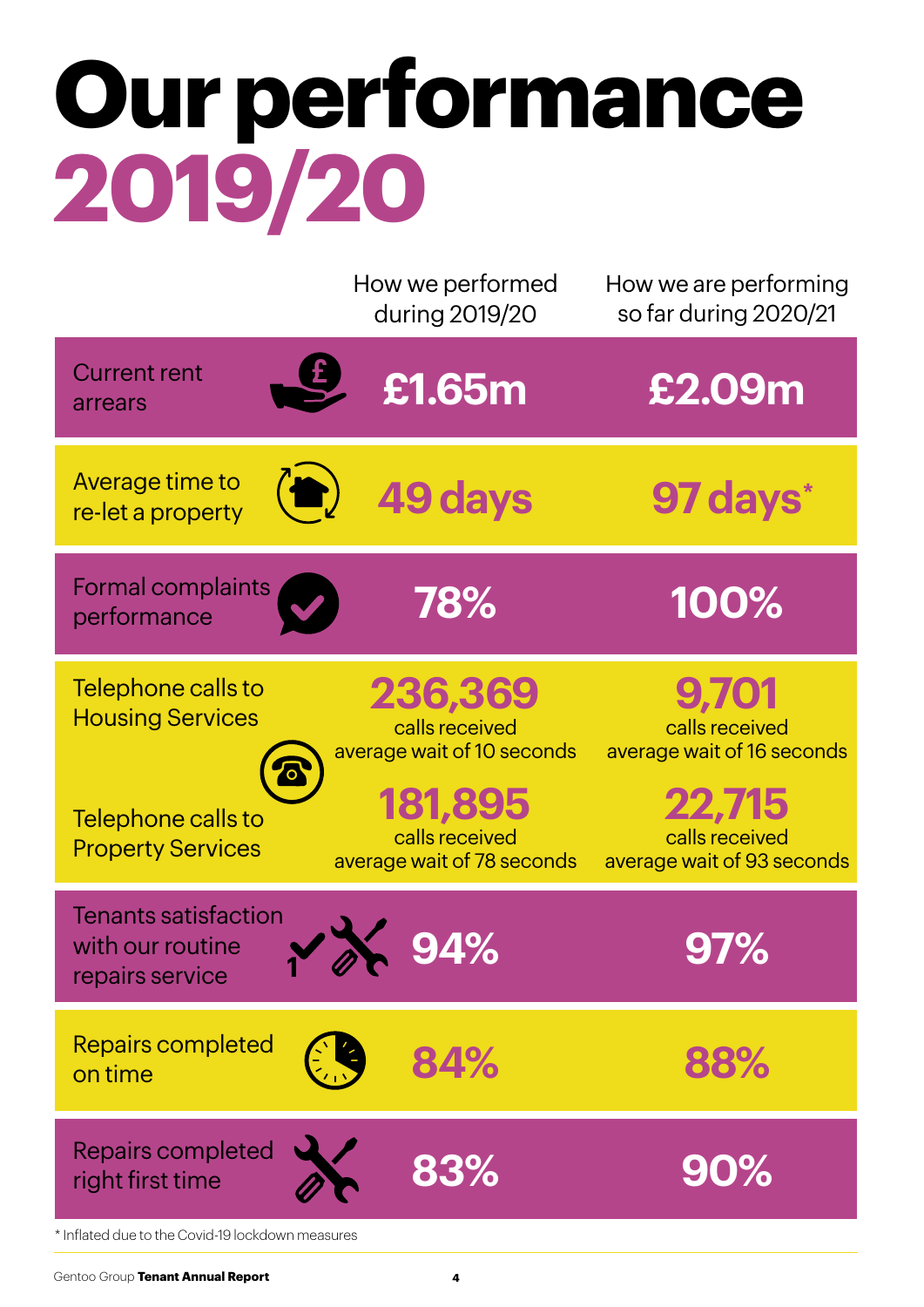# Our performance 2019/20

| | How we performed during 2019/20 | How we are performing so far during 2020/21 |
|---|---|---|
| Current rent arrears | £1.65m | £2.09m |
| Average time to re-let a property | 49 days | 97 days* |
| Formal complaints performance | 78% | 100% |
| Telephone calls to Housing Services | 236,369 calls received, average wait of 10 seconds | 9,701 calls received, average wait of 16 seconds |
| Telephone calls to Property Services | 181,895 calls received, average wait of 78 seconds | 22,715 calls received, average wait of 93 seconds |
| Tenants satisfaction with our routine repairs service | 94% | 97% |
| Repairs completed on time | 84% | 88% |
| Repairs completed right first time | 83% | 90% |

* Inflated due to the Covid-19 lockdown measures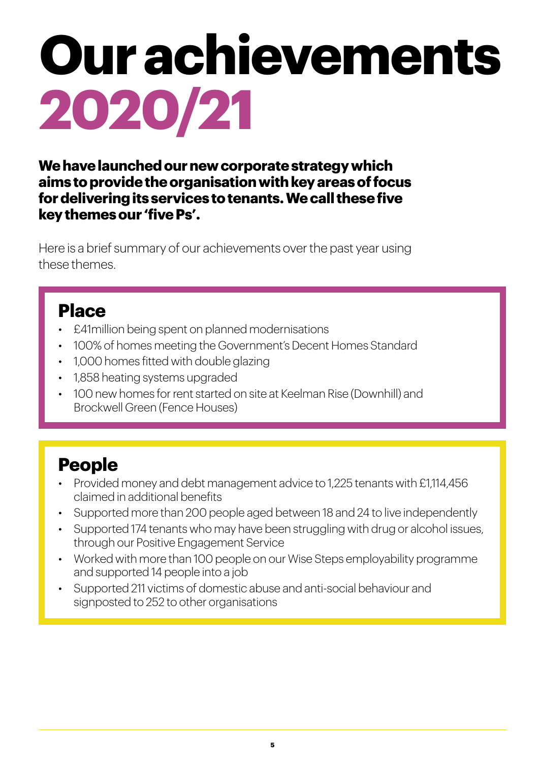# Our achievements 2020/21

**We have launched our new corporate strategy which aims to provide the organisation with key areas of focus for delivering its services to tenants. We call these five key themes our 'five Ps'.**

Here is a brief summary of our achievements over the past year using these themes.

## Place

- £41million being spent on planned modernisations
- 100% of homes meeting the Government's Decent Homes Standard
- 1,000 homes fitted with double glazing
- 1,858 heating systems upgraded
- 100 new homes for rent started on site at Keelman Rise (Downhill) and Brockwell Green (Fence Houses)

## People

- Provided money and debt management advice to 1,225 tenants with £1,114,456 claimed in additional benefits
- Supported more than 200 people aged between 18 and 24 to live independently
- Supported 174 tenants who may have been struggling with drug or alcohol issues, through our Positive Engagement Service
- Worked with more than 100 people on our Wise Steps employability programme and supported 14 people into a job
- Supported 211 victims of domestic abuse and anti-social behaviour and signposted to 252 to other organisations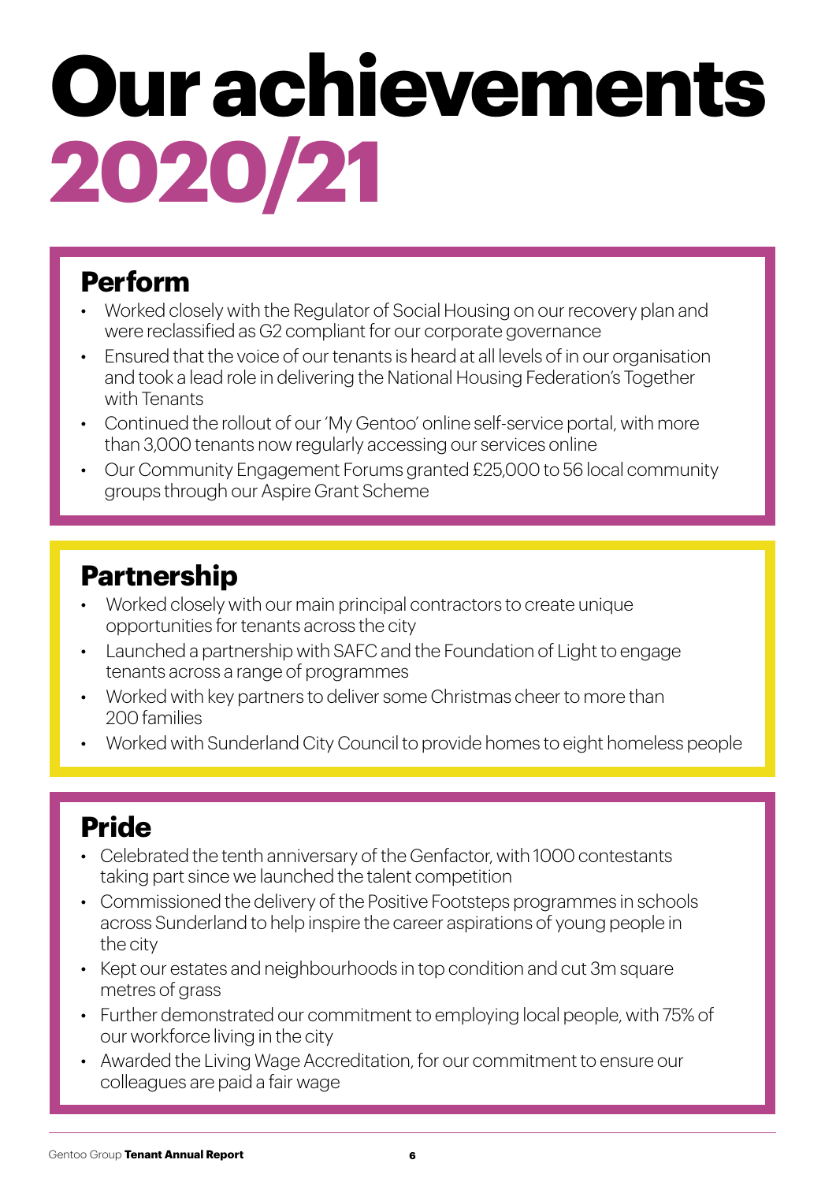# Our achievements 2020/21

## Perform

- Worked closely with the Regulator of Social Housing on our recovery plan and were reclassified as G2 compliant for our corporate governance
- Ensured that the voice of our tenants is heard at all levels of in our organisation and took a lead role in delivering the National Housing Federation's Together with Tenants
- Continued the rollout of our 'My Gentoo' online self-service portal, with more than 3,000 tenants now regularly accessing our services online
- Our Community Engagement Forums granted £25,000 to 56 local community groups through our Aspire Grant Scheme

## Partnership

- Worked closely with our main principal contractors to create unique opportunities for tenants across the city
- Launched a partnership with SAFC and the Foundation of Light to engage tenants across a range of programmes
- Worked with key partners to deliver some Christmas cheer to more than 200 families
- Worked with Sunderland City Council to provide homes to eight homeless people

## Pride

- Celebrated the tenth anniversary of the Genfactor, with 1000 contestants taking part since we launched the talent competition
- Commissioned the delivery of the Positive Footsteps programmes in schools across Sunderland to help inspire the career aspirations of young people in the city
- Kept our estates and neighbourhoods in top condition and cut 3m square metres of grass
- Further demonstrated our commitment to employing local people, with 75% of our workforce living in the city
- Awarded the Living Wage Accreditation, for our commitment to ensure our colleagues are paid a fair wage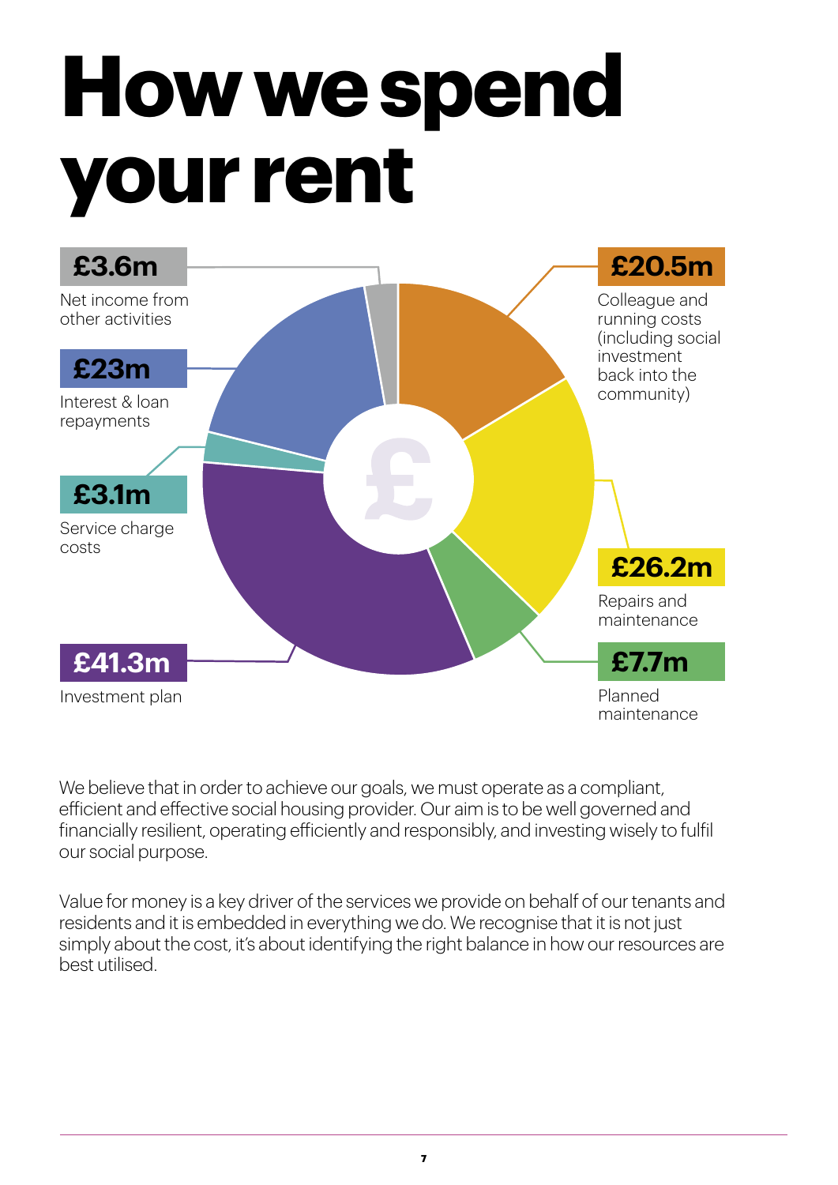# How we spend your rent

**£3.6m**
Net income from other activities

**£23m**
Interest & loan repayments

**£3.1m**
Service charge costs

**£41.3m**
Investment plan

**£20.5m**
Colleague and running costs (including social investment back into the community)

**£26.2m**
Repairs and maintenance

**£7.7m**
Planned maintenance

We believe that in order to achieve our goals, we must operate as a compliant, efficient and effective social housing provider. Our aim is to be well governed and financially resilient, operating efficiently and responsibly, and investing wisely to fulfil our social purpose.

Value for money is a key driver of the services we provide on behalf of our tenants and residents and it is embedded in everything we do. We recognise that it is not just simply about the cost, it's about identifying the right balance in how our resources are best utilised.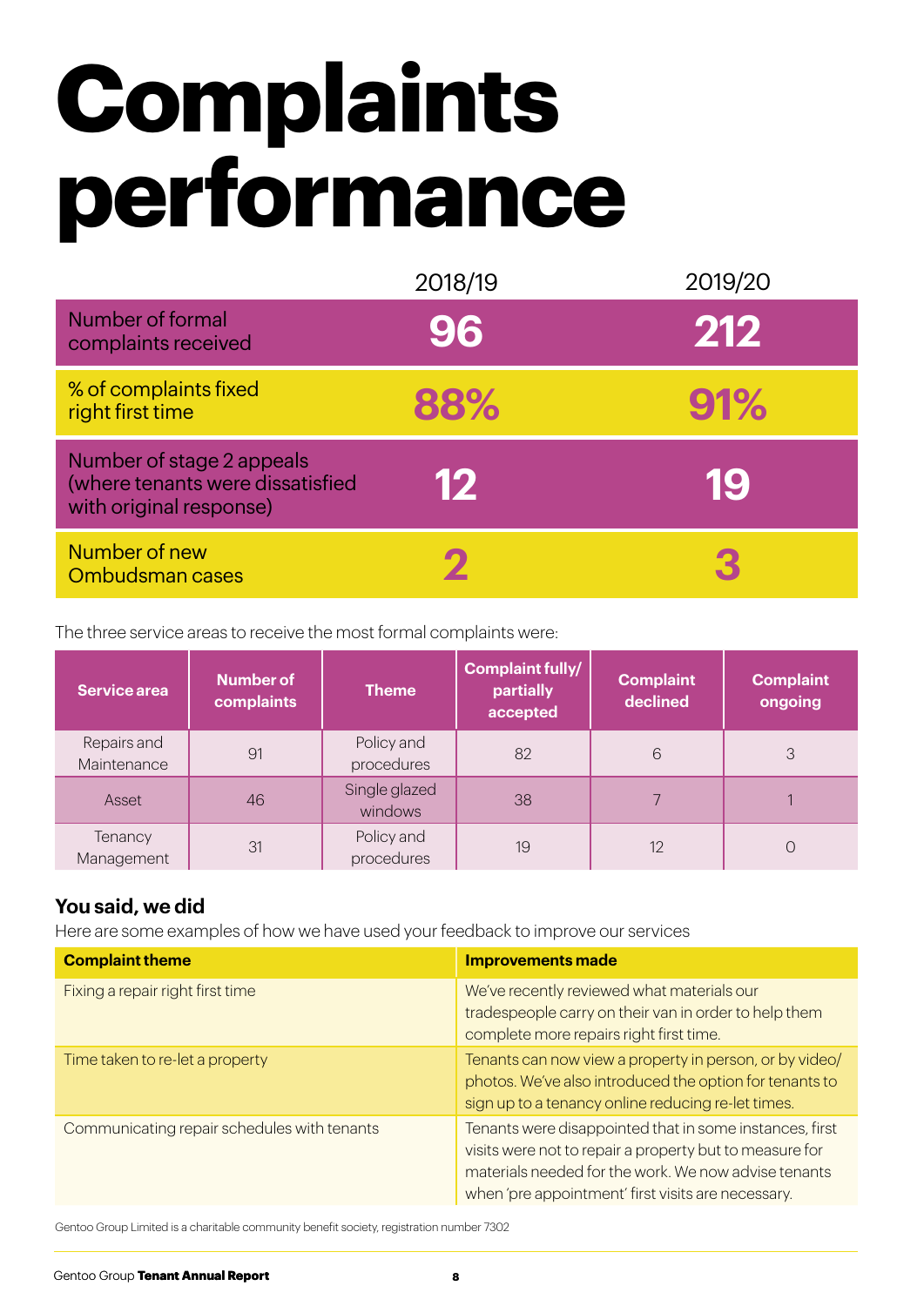# Complaints performance

| | 2018/19 | 2019/20 |
|---|---|---|
| Number of formal complaints received | 96 | 212 |
| % of complaints fixed right first time | 88% | 91% |
| Number of stage 2 appeals (where tenants were dissatisfied with original response) | 12 | 19 |
| Number of new Ombudsman cases | 2 | 3 |

The three service areas to receive the most formal complaints were:

| Service area | Number of complaints | Theme | Complaint fully/ partially accepted | Complaint declined | Complaint ongoing |
|---|---|---|---|---|---|
| Repairs and Maintenance | 91 | Policy and procedures | 82 | 6 | 3 |
| Asset | 46 | Single glazed windows | 38 | 7 | 1 |
| Tenancy Management | 31 | Policy and procedures | 19 | 12 | 0 |

### You said, we did

Here are some examples of how we have used your feedback to improve our services

| Complaint theme | Improvements made |
|---|---|
| Fixing a repair right first time | We've recently reviewed what materials our tradespeople carry on their van in order to help them complete more repairs right first time. |
| Time taken to re-let a property | Tenants can now view a property in person, or by video/ photos. We've also introduced the option for tenants to sign up to a tenancy online reducing re-let times. |
| Communicating repair schedules with tenants | Tenants were disappointed that in some instances, first visits were not to repair a property but to measure for materials needed for the work. We now advise tenants when 'pre appointment' first visits are necessary. |

Gentoo Group Limited is a charitable community benefit society, registration number 7302